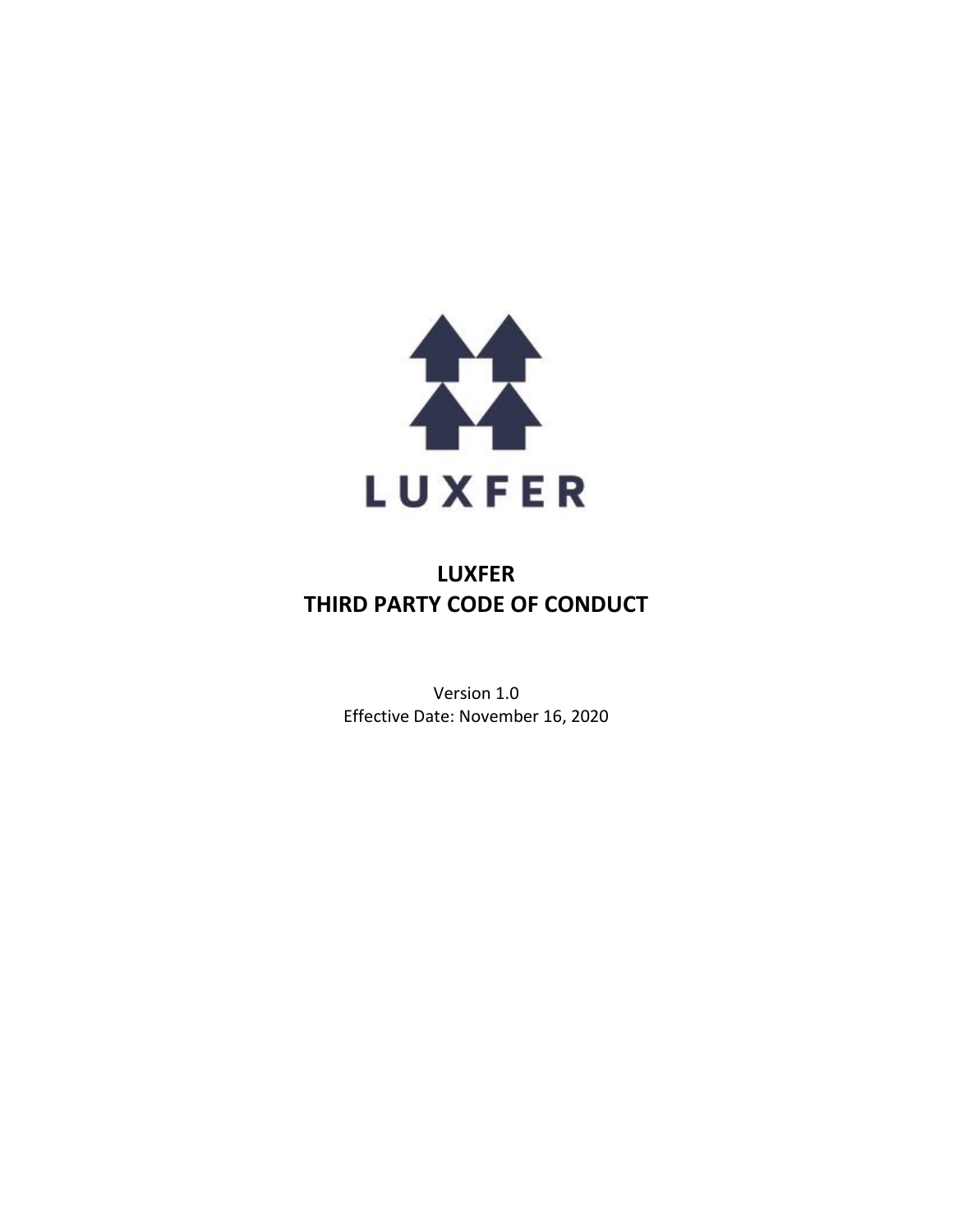LUXFER

# LUXFER
# THIRD PARTY CODE OF CONDUCT

Version 1.0

Effective Date: November 16, 2020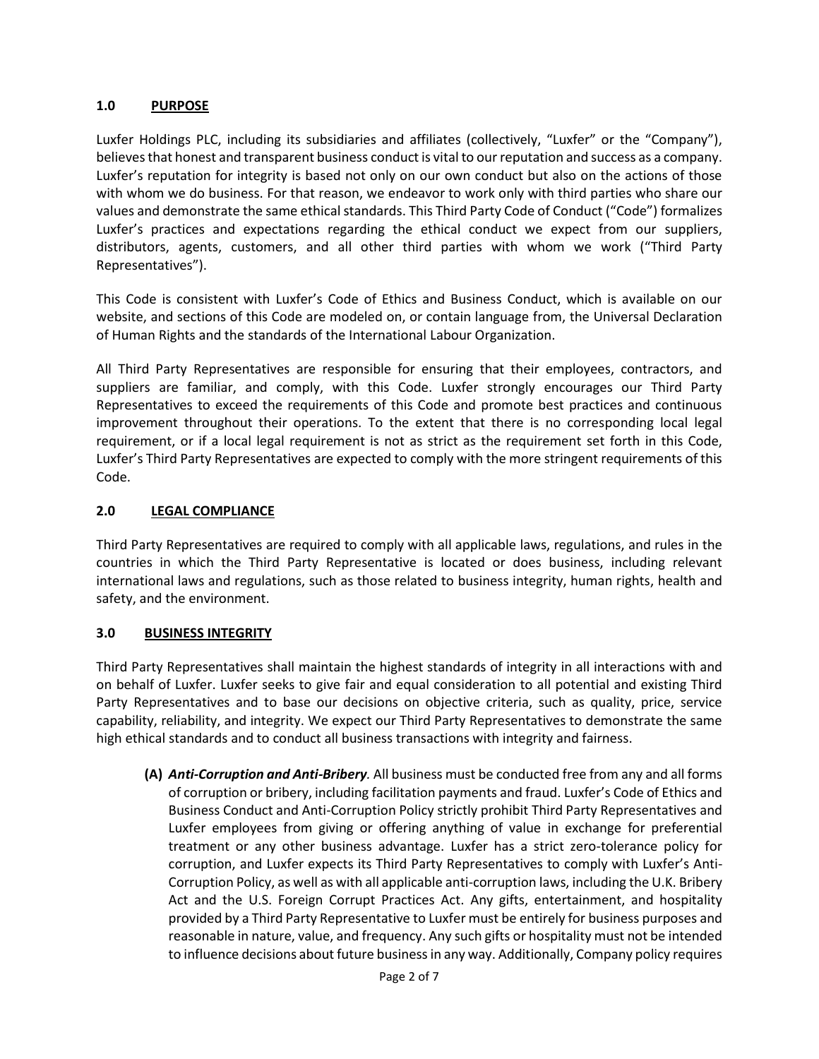## 1.0 PURPOSE

Luxfer Holdings PLC, including its subsidiaries and affiliates (collectively, "Luxfer" or the "Company"), believes that honest and transparent business conduct is vital to our reputation and success as a company. Luxfer's reputation for integrity is based not only on our own conduct but also on the actions of those with whom we do business. For that reason, we endeavor to work only with third parties who share our values and demonstrate the same ethical standards. This Third Party Code of Conduct ("Code") formalizes Luxfer's practices and expectations regarding the ethical conduct we expect from our suppliers, distributors, agents, customers, and all other third parties with whom we work ("Third Party Representatives").

This Code is consistent with Luxfer's Code of Ethics and Business Conduct, which is available on our website, and sections of this Code are modeled on, or contain language from, the Universal Declaration of Human Rights and the standards of the International Labour Organization.

All Third Party Representatives are responsible for ensuring that their employees, contractors, and suppliers are familiar, and comply, with this Code. Luxfer strongly encourages our Third Party Representatives to exceed the requirements of this Code and promote best practices and continuous improvement throughout their operations. To the extent that there is no corresponding local legal requirement, or if a local legal requirement is not as strict as the requirement set forth in this Code, Luxfer's Third Party Representatives are expected to comply with the more stringent requirements of this Code.

## 2.0 LEGAL COMPLIANCE

Third Party Representatives are required to comply with all applicable laws, regulations, and rules in the countries in which the Third Party Representative is located or does business, including relevant international laws and regulations, such as those related to business integrity, human rights, health and safety, and the environment.

## 3.0 BUSINESS INTEGRITY

Third Party Representatives shall maintain the highest standards of integrity in all interactions with and on behalf of Luxfer. Luxfer seeks to give fair and equal consideration to all potential and existing Third Party Representatives and to base our decisions on objective criteria, such as quality, price, service capability, reliability, and integrity. We expect our Third Party Representatives to demonstrate the same high ethical standards and to conduct all business transactions with integrity and fairness.

**(A)** ***Anti-Corruption and Anti-Bribery.*** All business must be conducted free from any and all forms of corruption or bribery, including facilitation payments and fraud. Luxfer's Code of Ethics and Business Conduct and Anti-Corruption Policy strictly prohibit Third Party Representatives and Luxfer employees from giving or offering anything of value in exchange for preferential treatment or any other business advantage. Luxfer has a strict zero-tolerance policy for corruption, and Luxfer expects its Third Party Representatives to comply with Luxfer's Anti-Corruption Policy, as well as with all applicable anti-corruption laws, including the U.K. Bribery Act and the U.S. Foreign Corrupt Practices Act. Any gifts, entertainment, and hospitality provided by a Third Party Representative to Luxfer must be entirely for business purposes and reasonable in nature, value, and frequency. Any such gifts or hospitality must not be intended to influence decisions about future business in any way. Additionally, Company policy requires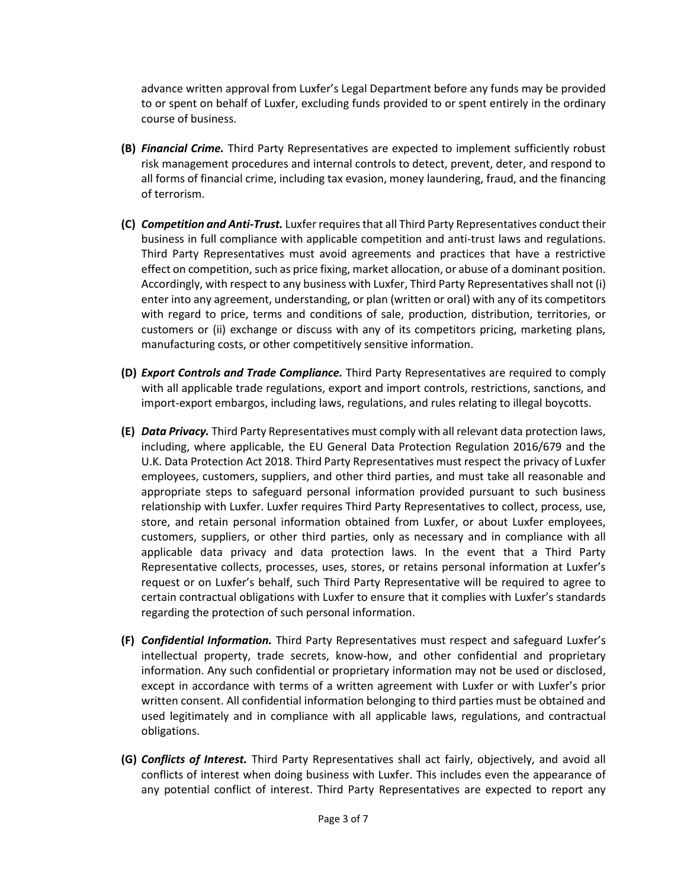advance written approval from Luxfer's Legal Department before any funds may be provided to or spent on behalf of Luxfer, excluding funds provided to or spent entirely in the ordinary course of business.

**(B)** ***Financial Crime.*** Third Party Representatives are expected to implement sufficiently robust risk management procedures and internal controls to detect, prevent, deter, and respond to all forms of financial crime, including tax evasion, money laundering, fraud, and the financing of terrorism.

**(C)** ***Competition and Anti-Trust.*** Luxfer requires that all Third Party Representatives conduct their business in full compliance with applicable competition and anti-trust laws and regulations. Third Party Representatives must avoid agreements and practices that have a restrictive effect on competition, such as price fixing, market allocation, or abuse of a dominant position. Accordingly, with respect to any business with Luxfer, Third Party Representatives shall not (i) enter into any agreement, understanding, or plan (written or oral) with any of its competitors with regard to price, terms and conditions of sale, production, distribution, territories, or customers or (ii) exchange or discuss with any of its competitors pricing, marketing plans, manufacturing costs, or other competitively sensitive information.

**(D)** ***Export Controls and Trade Compliance.*** Third Party Representatives are required to comply with all applicable trade regulations, export and import controls, restrictions, sanctions, and import-export embargos, including laws, regulations, and rules relating to illegal boycotts.

**(E)** ***Data Privacy.*** Third Party Representatives must comply with all relevant data protection laws, including, where applicable, the EU General Data Protection Regulation 2016/679 and the U.K. Data Protection Act 2018. Third Party Representatives must respect the privacy of Luxfer employees, customers, suppliers, and other third parties, and must take all reasonable and appropriate steps to safeguard personal information provided pursuant to such business relationship with Luxfer. Luxfer requires Third Party Representatives to collect, process, use, store, and retain personal information obtained from Luxfer, or about Luxfer employees, customers, suppliers, or other third parties, only as necessary and in compliance with all applicable data privacy and data protection laws. In the event that a Third Party Representative collects, processes, uses, stores, or retains personal information at Luxfer's request or on Luxfer's behalf, such Third Party Representative will be required to agree to certain contractual obligations with Luxfer to ensure that it complies with Luxfer's standards regarding the protection of such personal information.

**(F)** ***Confidential Information.*** Third Party Representatives must respect and safeguard Luxfer's intellectual property, trade secrets, know-how, and other confidential and proprietary information. Any such confidential or proprietary information may not be used or disclosed, except in accordance with terms of a written agreement with Luxfer or with Luxfer's prior written consent. All confidential information belonging to third parties must be obtained and used legitimately and in compliance with all applicable laws, regulations, and contractual obligations.

**(G)** ***Conflicts of Interest.*** Third Party Representatives shall act fairly, objectively, and avoid all conflicts of interest when doing business with Luxfer. This includes even the appearance of any potential conflict of interest. Third Party Representatives are expected to report any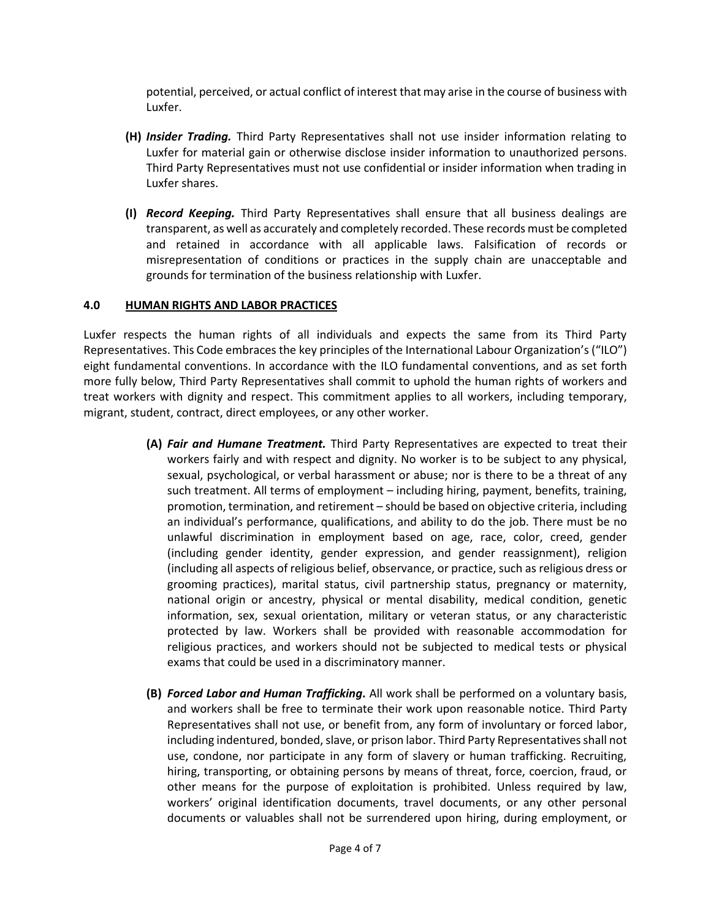potential, perceived, or actual conflict of interest that may arise in the course of business with Luxfer.

**(H)** ***Insider Trading.*** Third Party Representatives shall not use insider information relating to Luxfer for material gain or otherwise disclose insider information to unauthorized persons. Third Party Representatives must not use confidential or insider information when trading in Luxfer shares.

**(I)** ***Record Keeping.*** Third Party Representatives shall ensure that all business dealings are transparent, as well as accurately and completely recorded. These records must be completed and retained in accordance with all applicable laws. Falsification of records or misrepresentation of conditions or practices in the supply chain are unacceptable and grounds for termination of the business relationship with Luxfer.

## 4.0 HUMAN RIGHTS AND LABOR PRACTICES

Luxfer respects the human rights of all individuals and expects the same from its Third Party Representatives. This Code embraces the key principles of the International Labour Organization's ("ILO") eight fundamental conventions. In accordance with the ILO fundamental conventions, and as set forth more fully below, Third Party Representatives shall commit to uphold the human rights of workers and treat workers with dignity and respect. This commitment applies to all workers, including temporary, migrant, student, contract, direct employees, or any other worker.

**(A)** ***Fair and Humane Treatment.*** Third Party Representatives are expected to treat their workers fairly and with respect and dignity. No worker is to be subject to any physical, sexual, psychological, or verbal harassment or abuse; nor is there to be a threat of any such treatment. All terms of employment – including hiring, payment, benefits, training, promotion, termination, and retirement – should be based on objective criteria, including an individual's performance, qualifications, and ability to do the job. There must be no unlawful discrimination in employment based on age, race, color, creed, gender (including gender identity, gender expression, and gender reassignment), religion (including all aspects of religious belief, observance, or practice, such as religious dress or grooming practices), marital status, civil partnership status, pregnancy or maternity, national origin or ancestry, physical or mental disability, medical condition, genetic information, sex, sexual orientation, military or veteran status, or any characteristic protected by law. Workers shall be provided with reasonable accommodation for religious practices, and workers should not be subjected to medical tests or physical exams that could be used in a discriminatory manner.

**(B)** ***Forced Labor and Human Trafficking*.** All work shall be performed on a voluntary basis, and workers shall be free to terminate their work upon reasonable notice. Third Party Representatives shall not use, or benefit from, any form of involuntary or forced labor, including indentured, bonded, slave, or prison labor. Third Party Representatives shall not use, condone, nor participate in any form of slavery or human trafficking. Recruiting, hiring, transporting, or obtaining persons by means of threat, force, coercion, fraud, or other means for the purpose of exploitation is prohibited. Unless required by law, workers' original identification documents, travel documents, or any other personal documents or valuables shall not be surrendered upon hiring, during employment, or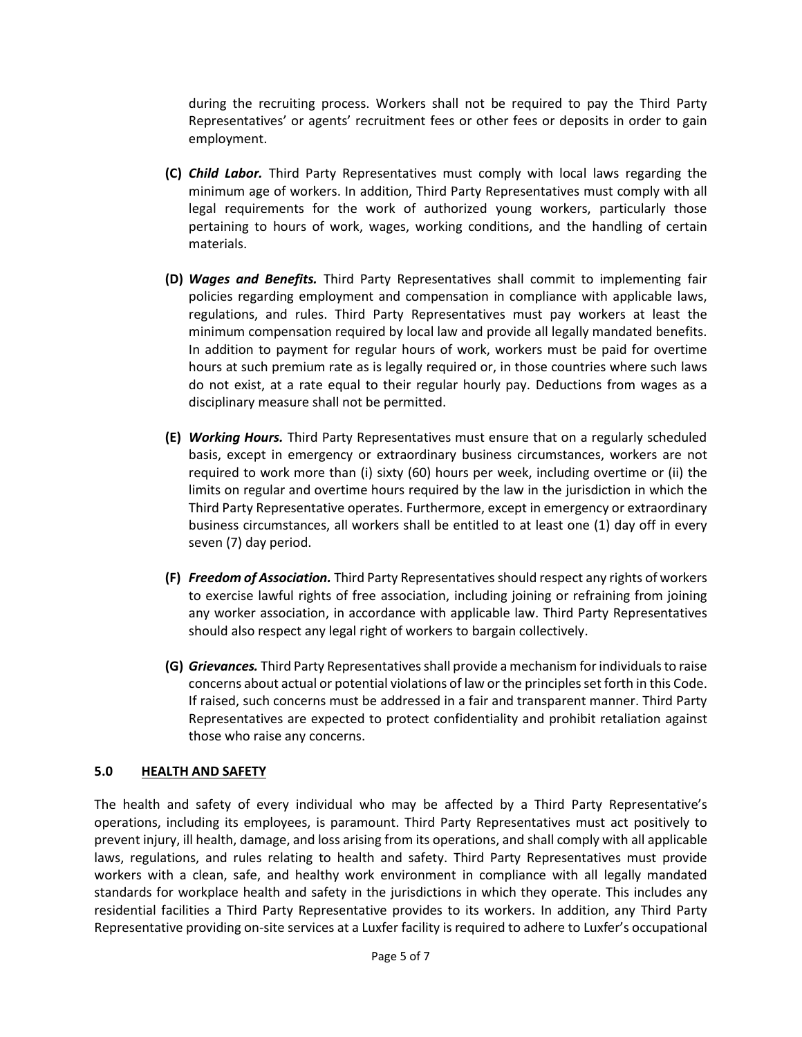during the recruiting process. Workers shall not be required to pay the Third Party Representatives' or agents' recruitment fees or other fees or deposits in order to gain employment.

**(C)** ***Child Labor.*** Third Party Representatives must comply with local laws regarding the minimum age of workers. In addition, Third Party Representatives must comply with all legal requirements for the work of authorized young workers, particularly those pertaining to hours of work, wages, working conditions, and the handling of certain materials.

**(D)** ***Wages and Benefits.*** Third Party Representatives shall commit to implementing fair policies regarding employment and compensation in compliance with applicable laws, regulations, and rules. Third Party Representatives must pay workers at least the minimum compensation required by local law and provide all legally mandated benefits. In addition to payment for regular hours of work, workers must be paid for overtime hours at such premium rate as is legally required or, in those countries where such laws do not exist, at a rate equal to their regular hourly pay. Deductions from wages as a disciplinary measure shall not be permitted.

**(E)** ***Working Hours.*** Third Party Representatives must ensure that on a regularly scheduled basis, except in emergency or extraordinary business circumstances, workers are not required to work more than (i) sixty (60) hours per week, including overtime or (ii) the limits on regular and overtime hours required by the law in the jurisdiction in which the Third Party Representative operates. Furthermore, except in emergency or extraordinary business circumstances, all workers shall be entitled to at least one (1) day off in every seven (7) day period.

**(F)** ***Freedom of Association.*** Third Party Representatives should respect any rights of workers to exercise lawful rights of free association, including joining or refraining from joining any worker association, in accordance with applicable law. Third Party Representatives should also respect any legal right of workers to bargain collectively.

**(G)** ***Grievances.*** Third Party Representatives shall provide a mechanism for individuals to raise concerns about actual or potential violations of law or the principles set forth in this Code. If raised, such concerns must be addressed in a fair and transparent manner. Third Party Representatives are expected to protect confidentiality and prohibit retaliation against those who raise any concerns.

## 5.0 HEALTH AND SAFETY

The health and safety of every individual who may be affected by a Third Party Representative's operations, including its employees, is paramount. Third Party Representatives must act positively to prevent injury, ill health, damage, and loss arising from its operations, and shall comply with all applicable laws, regulations, and rules relating to health and safety. Third Party Representatives must provide workers with a clean, safe, and healthy work environment in compliance with all legally mandated standards for workplace health and safety in the jurisdictions in which they operate. This includes any residential facilities a Third Party Representative provides to its workers. In addition, any Third Party Representative providing on-site services at a Luxfer facility is required to adhere to Luxfer's occupational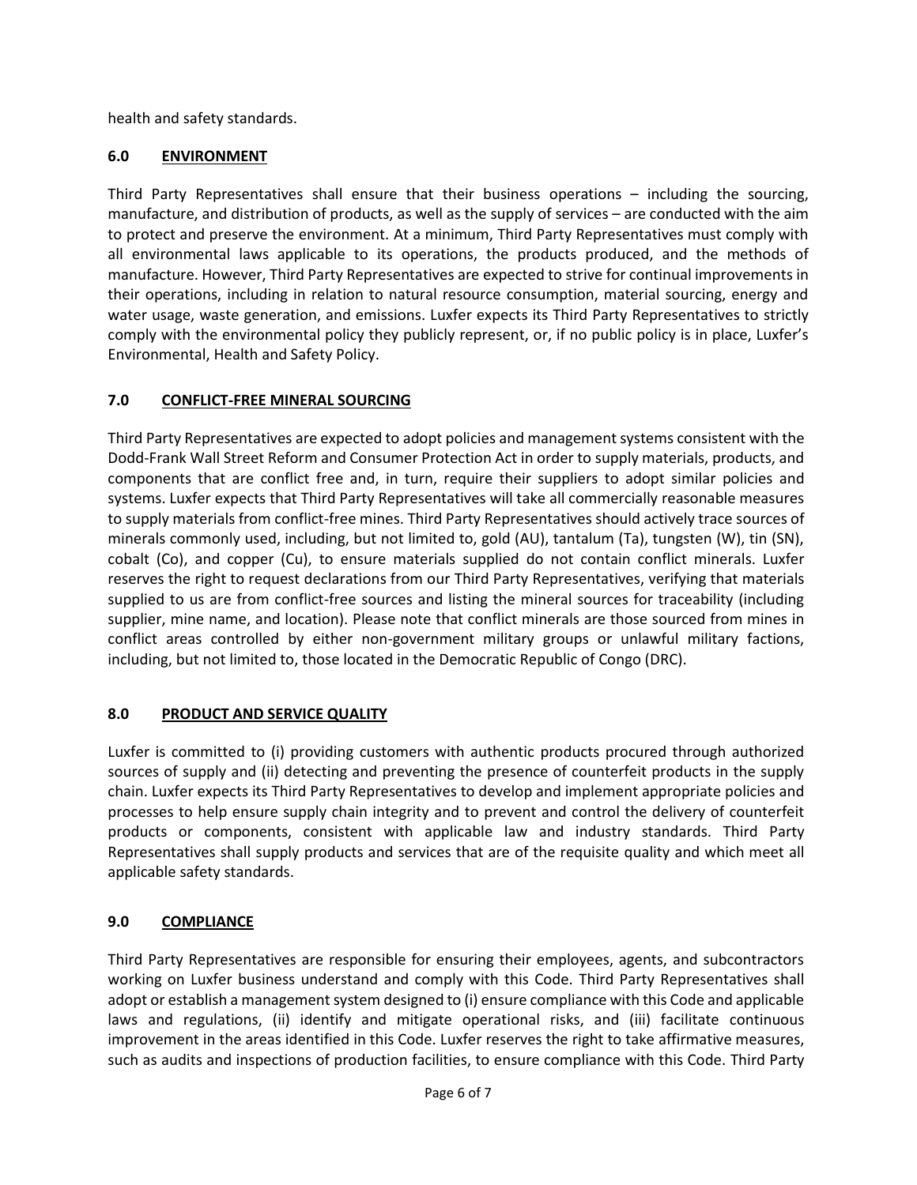health and safety standards.

## 6.0 ENVIRONMENT

Third Party Representatives shall ensure that their business operations – including the sourcing, manufacture, and distribution of products, as well as the supply of services – are conducted with the aim to protect and preserve the environment. At a minimum, Third Party Representatives must comply with all environmental laws applicable to its operations, the products produced, and the methods of manufacture. However, Third Party Representatives are expected to strive for continual improvements in their operations, including in relation to natural resource consumption, material sourcing, energy and water usage, waste generation, and emissions. Luxfer expects its Third Party Representatives to strictly comply with the environmental policy they publicly represent, or, if no public policy is in place, Luxfer's Environmental, Health and Safety Policy.

## 7.0 CONFLICT-FREE MINERAL SOURCING

Third Party Representatives are expected to adopt policies and management systems consistent with the Dodd-Frank Wall Street Reform and Consumer Protection Act in order to supply materials, products, and components that are conflict free and, in turn, require their suppliers to adopt similar policies and systems. Luxfer expects that Third Party Representatives will take all commercially reasonable measures to supply materials from conflict-free mines. Third Party Representatives should actively trace sources of minerals commonly used, including, but not limited to, gold (AU), tantalum (Ta), tungsten (W), tin (SN), cobalt (Co), and copper (Cu), to ensure materials supplied do not contain conflict minerals. Luxfer reserves the right to request declarations from our Third Party Representatives, verifying that materials supplied to us are from conflict-free sources and listing the mineral sources for traceability (including supplier, mine name, and location). Please note that conflict minerals are those sourced from mines in conflict areas controlled by either non-government military groups or unlawful military factions, including, but not limited to, those located in the Democratic Republic of Congo (DRC).

## 8.0 PRODUCT AND SERVICE QUALITY

Luxfer is committed to (i) providing customers with authentic products procured through authorized sources of supply and (ii) detecting and preventing the presence of counterfeit products in the supply chain. Luxfer expects its Third Party Representatives to develop and implement appropriate policies and processes to help ensure supply chain integrity and to prevent and control the delivery of counterfeit products or components, consistent with applicable law and industry standards. Third Party Representatives shall supply products and services that are of the requisite quality and which meet all applicable safety standards.

## 9.0 COMPLIANCE

Third Party Representatives are responsible for ensuring their employees, agents, and subcontractors working on Luxfer business understand and comply with this Code. Third Party Representatives shall adopt or establish a management system designed to (i) ensure compliance with this Code and applicable laws and regulations, (ii) identify and mitigate operational risks, and (iii) facilitate continuous improvement in the areas identified in this Code. Luxfer reserves the right to take affirmative measures, such as audits and inspections of production facilities, to ensure compliance with this Code. Third Party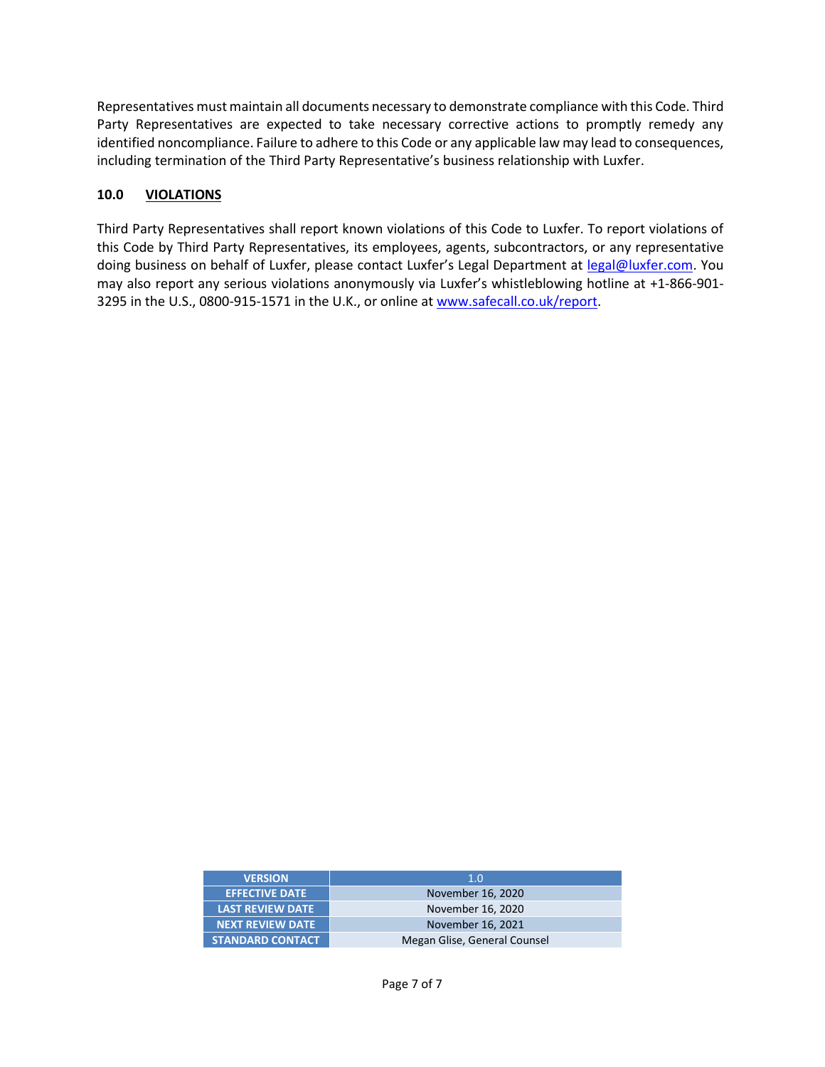Representatives must maintain all documents necessary to demonstrate compliance with this Code. Third Party Representatives are expected to take necessary corrective actions to promptly remedy any identified noncompliance. Failure to adhere to this Code or any applicable law may lead to consequences, including termination of the Third Party Representative's business relationship with Luxfer.

## 10.0 VIOLATIONS

Third Party Representatives shall report known violations of this Code to Luxfer. To report violations of this Code by Third Party Representatives, its employees, agents, subcontractors, or any representative doing business on behalf of Luxfer, please contact Luxfer's Legal Department at legal@luxfer.com. You may also report any serious violations anonymously via Luxfer's whistleblowing hotline at +1-866-901-3295 in the U.S., 0800-915-1571 in the U.K., or online at www.safecall.co.uk/report.

| VERSION | 1.0 |
|---|---|
| EFFECTIVE DATE | November 16, 2020 |
| LAST REVIEW DATE | November 16, 2020 |
| NEXT REVIEW DATE | November 16, 2021 |
| STANDARD CONTACT | Megan Glise, General Counsel |